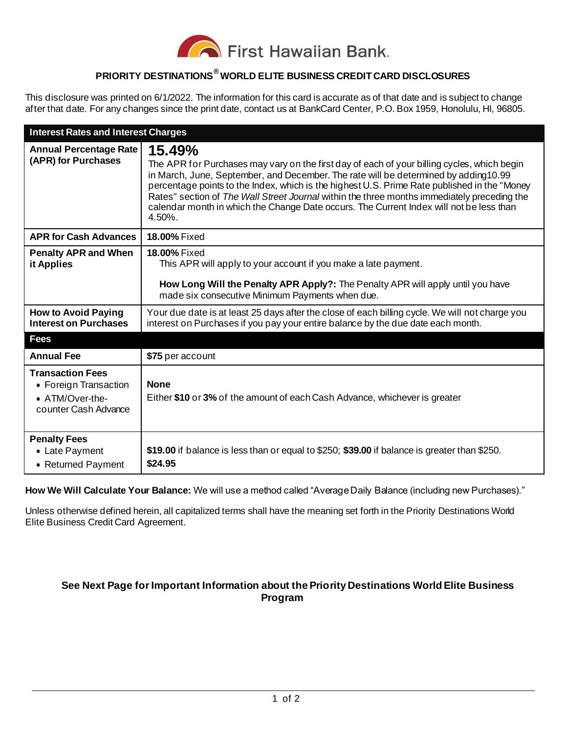First Hawaiian Bank

# PRIORITY DESTINATIONS® WORLD ELITE BUSINESS CREDIT CARD DISCLOSURES

This disclosure was printed on 6/1/2022. The information for this card is accurate as of that date and is subject to change after that date. For any changes since the print date, contact us at BankCard Center, P.O. Box 1959, Honolulu, HI, 96805.

| **Interest Rates and Interest Charges** | |
|---|---|
| **Annual Percentage Rate (APR) for Purchases** | **15.49%**<br>The APR for Purchases may vary on the first day of each of your billing cycles, which begin in March, June, September, and December. The rate will be determined by adding 10.99 percentage points to the Index, which is the highest U.S. Prime Rate published in the "Money Rates" section of *The Wall Street Journal* within the three months immediately preceding the calendar month in which the Change Date occurs. The Current Index will not be less than 4.50%. |
| **APR for Cash Advances** | **18.00%** Fixed |
| **Penalty APR and When it Applies** | **18.00%** Fixed<br>This APR will apply to your account if you make a late payment.<br><br>**How Long Will the Penalty APR Apply?:** The Penalty APR will apply until you have made six consecutive Minimum Payments when due. |
| **How to Avoid Paying Interest on Purchases** | Your due date is at least 25 days after the close of each billing cycle. We will not charge you interest on Purchases if you pay your entire balance by the due date each month. |
| **Fees** | |
| **Annual Fee** | **$75** per account |
| **Transaction Fees**<br>• Foreign Transaction<br>• ATM/Over-the-counter Cash Advance | <br>**None**<br>Either **$10** or **3%** of the amount of each Cash Advance, whichever is greater |
| **Penalty Fees**<br>• Late Payment<br>• Returned Payment | <br>**$19.00** if balance is less than or equal to $250; **$39.00** if balance is greater than $250.<br>**$24.95** |

**How We Will Calculate Your Balance:** We will use a method called "Average Daily Balance (including new Purchases)."

Unless otherwise defined herein, all capitalized terms shall have the meaning set forth in the Priority Destinations World Elite Business Credit Card Agreement.

**See Next Page for Important Information about the Priority Destinations World Elite Business Program**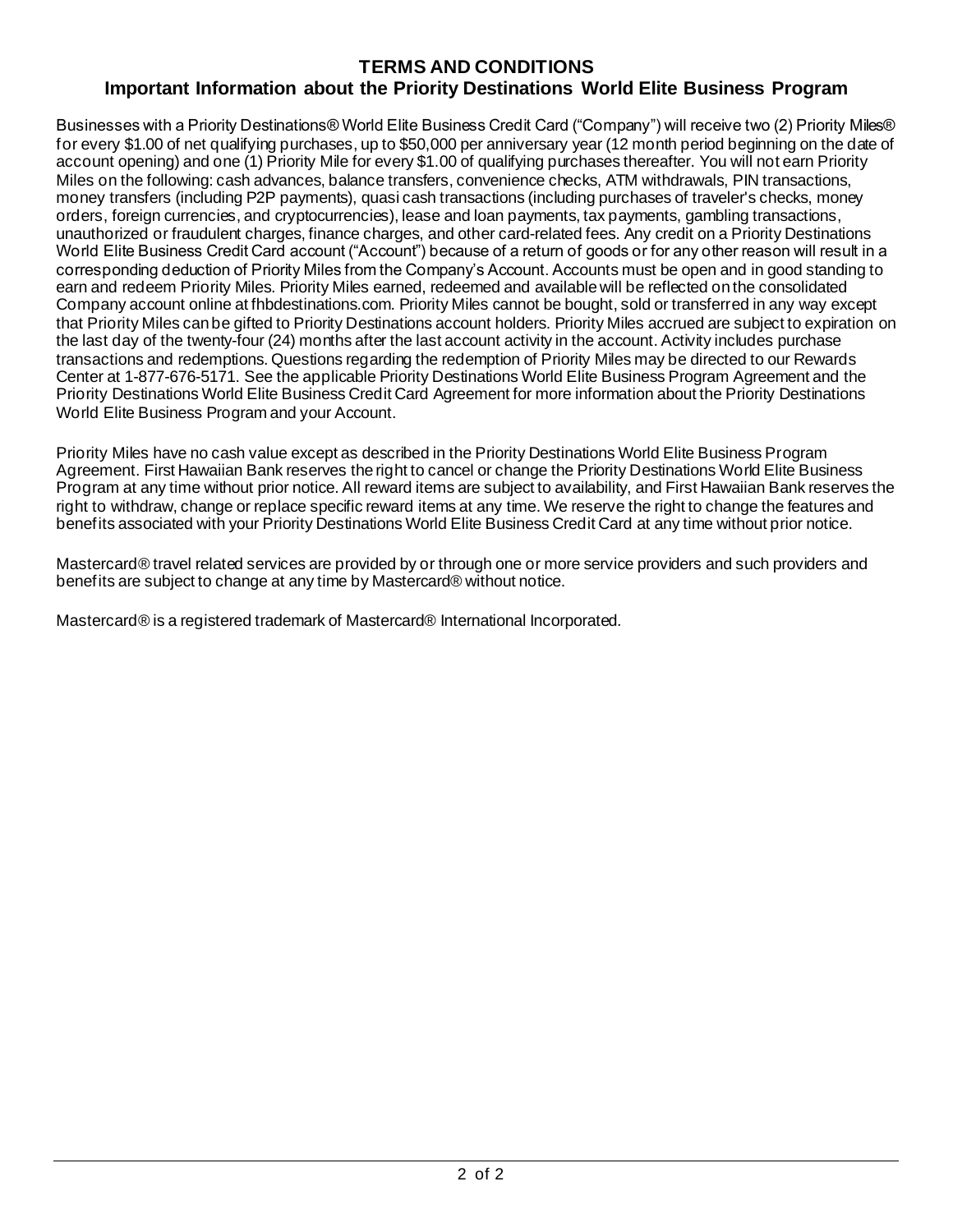# TERMS AND CONDITIONS

## Important Information about the Priority Destinations World Elite Business Program

Businesses with a Priority Destinations® World Elite Business Credit Card ("Company") will receive two (2) Priority Miles® for every $1.00 of net qualifying purchases, up to $50,000 per anniversary year (12 month period beginning on the date of account opening) and one (1) Priority Mile for every $1.00 of qualifying purchases thereafter. You will not earn Priority Miles on the following: cash advances, balance transfers, convenience checks, ATM withdrawals, PIN transactions, money transfers (including P2P payments), quasi cash transactions (including purchases of traveler's checks, money orders, foreign currencies, and cryptocurrencies), lease and loan payments, tax payments, gambling transactions, unauthorized or fraudulent charges, finance charges, and other card-related fees. Any credit on a Priority Destinations World Elite Business Credit Card account ("Account") because of a return of goods or for any other reason will result in a corresponding deduction of Priority Miles from the Company's Account. Accounts must be open and in good standing to earn and redeem Priority Miles. Priority Miles earned, redeemed and available will be reflected on the consolidated Company account online at fhbdestinations.com. Priority Miles cannot be bought, sold or transferred in any way except that Priority Miles can be gifted to Priority Destinations account holders. Priority Miles accrued are subject to expiration on the last day of the twenty-four (24) months after the last account activity in the account. Activity includes purchase transactions and redemptions. Questions regarding the redemption of Priority Miles may be directed to our Rewards Center at 1-877-676-5171. See the applicable Priority Destinations World Elite Business Program Agreement and the Priority Destinations World Elite Business Credit Card Agreement for more information about the Priority Destinations World Elite Business Program and your Account.

Priority Miles have no cash value except as described in the Priority Destinations World Elite Business Program Agreement. First Hawaiian Bank reserves the right to cancel or change the Priority Destinations World Elite Business Program at any time without prior notice. All reward items are subject to availability, and First Hawaiian Bank reserves the right to withdraw, change or replace specific reward items at any time. We reserve the right to change the features and benefits associated with your Priority Destinations World Elite Business Credit Card at any time without prior notice.

Mastercard® travel related services are provided by or through one or more service providers and such providers and benefits are subject to change at any time by Mastercard® without notice.

Mastercard® is a registered trademark of Mastercard® International Incorporated.